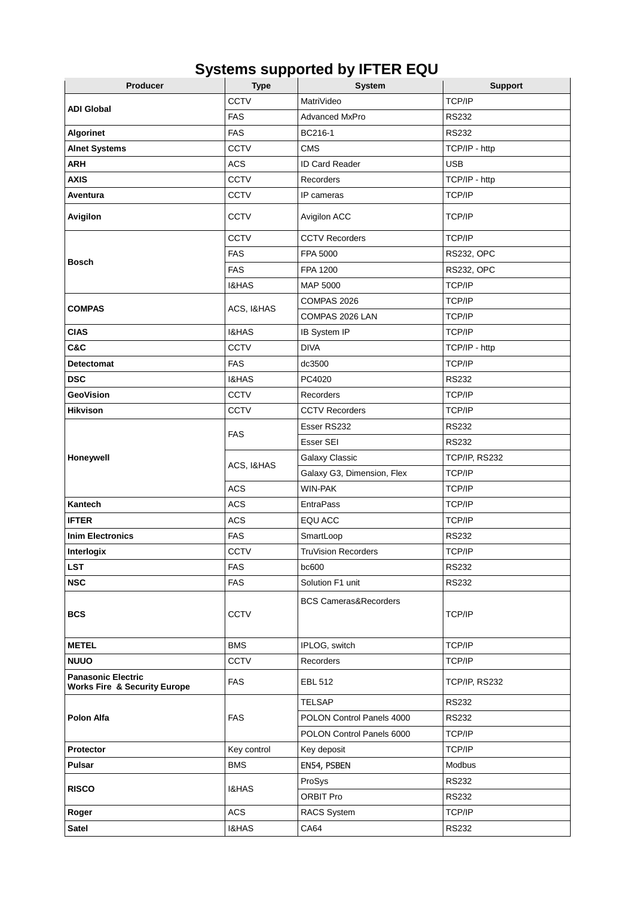# Systems supported by IFTER EQU

| Producer | Type | System | Support |
|---|---|---|---|
| **ADI Global** | CCTV | MatriVideo | TCP/IP |
| | FAS | Advanced MxPro | RS232 |
| **Algorinet** | FAS | BC216-1 | RS232 |
| **Alnet Systems** | CCTV | CMS | TCP/IP - http |
| **ARH** | ACS | ID Card Reader | USB |
| **AXIS** | CCTV | Recorders | TCP/IP - http |
| **Aventura** | CCTV | IP cameras | TCP/IP |
| **Avigilon** | CCTV | Avigilon ACC | TCP/IP |
| **Bosch** | CCTV | CCTV Recorders | TCP/IP |
| | FAS | FPA 5000 | RS232, OPC |
| | FAS | FPA 1200 | RS232, OPC |
| | I&HAS | MAP 5000 | TCP/IP |
| **COMPAS** | ACS, I&HAS | COMPAS 2026 | TCP/IP |
| | | COMPAS 2026 LAN | TCP/IP |
| **CIAS** | I&HAS | IB System IP | TCP/IP |
| **C&C** | CCTV | DIVA | TCP/IP - http |
| **Detectomat** | FAS | dc3500 | TCP/IP |
| **DSC** | I&HAS | PC4020 | RS232 |
| **GeoVision** | CCTV | Recorders | TCP/IP |
| **Hikvison** | CCTV | CCTV Recorders | TCP/IP |
| **Honeywell** | FAS | Esser RS232 | RS232 |
| | | Esser SEI | RS232 |
| | ACS, I&HAS | Galaxy Classic | TCP/IP, RS232 |
| | | Galaxy G3, Dimension, Flex | TCP/IP |
| | ACS | WIN-PAK | TCP/IP |
| **Kantech** | ACS | EntraPass | TCP/IP |
| **IFTER** | ACS | EQU ACC | TCP/IP |
| **Inim Electronics** | FAS | SmartLoop | RS232 |
| **Interlogix** | CCTV | TruVision Recorders | TCP/IP |
| **LST** | FAS | bc600 | RS232 |
| **NSC** | FAS | Solution F1 unit | RS232 |
| **BCS** | CCTV | BCS Cameras&Recorders | TCP/IP |
| **METEL** | BMS | IPLOG, switch | TCP/IP |
| **NUUO** | CCTV | Recorders | TCP/IP |
| **Panasonic Electric Works Fire & Security Europe** | FAS | EBL 512 | TCP/IP, RS232 |
| **Polon Alfa** | FAS | TELSAP | RS232 |
| | | POLON Control Panels 4000 | RS232 |
| | | POLON Control Panels 6000 | TCP/IP |
| **Protector** | Key control | Key deposit | TCP/IP |
| **Pulsar** | BMS | EN54, PSBEN | Modbus |
| **RISCO** | I&HAS | ProSys | RS232 |
| | | ORBIT Pro | RS232 |
| **Roger** | ACS | RACS System | TCP/IP |
| **Satel** | I&HAS | CA64 | RS232 |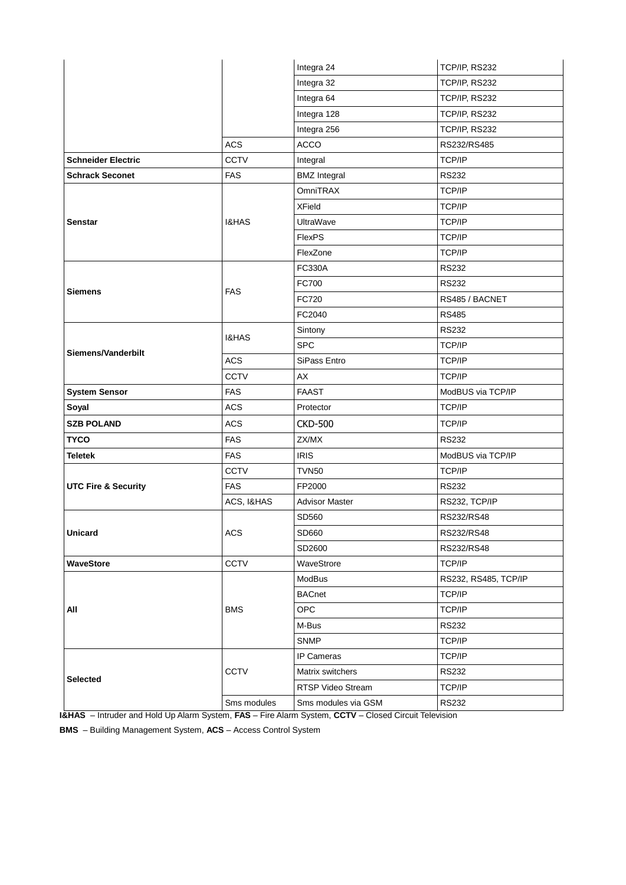| | | | |
|---|---|---|---|
| | | Integra 24 | TCP/IP, RS232 |
| | | Integra 32 | TCP/IP, RS232 |
| | | Integra 64 | TCP/IP, RS232 |
| | | Integra 128 | TCP/IP, RS232 |
| | | Integra 256 | TCP/IP, RS232 |
| | ACS | ACCO | RS232/RS485 |
| **Schneider Electric** | CCTV | Integral | TCP/IP |
| **Schrack Seconet** | FAS | BMZ Integral | RS232 |
| **Senstar** | I&HAS | OmniTRAX | TCP/IP |
| | | XField | TCP/IP |
| | | UltraWave | TCP/IP |
| | | FlexPS | TCP/IP |
| | | FlexZone | TCP/IP |
| **Siemens** | FAS | FC330A | RS232 |
| | | FC700 | RS232 |
| | | FC720 | RS485 / BACNET |
| | | FC2040 | RS485 |
| **Siemens/Vanderbilt** | I&HAS | Sintony | RS232 |
| | | SPC | TCP/IP |
| | ACS | SiPass Entro | TCP/IP |
| | CCTV | AX | TCP/IP |
| **System Sensor** | FAS | FAAST | ModBUS via TCP/IP |
| **Soyal** | ACS | Protector | TCP/IP |
| **SZB POLAND** | ACS | CKD-500 | TCP/IP |
| **TYCO** | FAS | ZX/MX | RS232 |
| **Teletek** | FAS | IRIS | ModBUS via TCP/IP |
| **UTC Fire & Security** | CCTV | TVN50 | TCP/IP |
| | FAS | FP2000 | RS232 |
| | ACS, I&HAS | Advisor Master | RS232, TCP/IP |
| **Unicard** | ACS | SD560 | RS232/RS48 |
| | | SD660 | RS232/RS48 |
| | | SD2600 | RS232/RS48 |
| **WaveStore** | CCTV | WaveStrore | TCP/IP |
| **All** | BMS | ModBus | RS232, RS485, TCP/IP |
| | | BACnet | TCP/IP |
| | | OPC | TCP/IP |
| | | M-Bus | RS232 |
| | | SNMP | TCP/IP |
| **Selected** | CCTV | IP Cameras | TCP/IP |
| | | Matrix switchers | RS232 |
| | | RTSP Video Stream | TCP/IP |
| | Sms modules | Sms modules via GSM | RS232 |

**I&HAS** – Intruder and Hold Up Alarm System, **FAS** – Fire Alarm System, **CCTV** – Closed Circuit Television

**BMS** – Building Management System, **ACS** – Access Control System